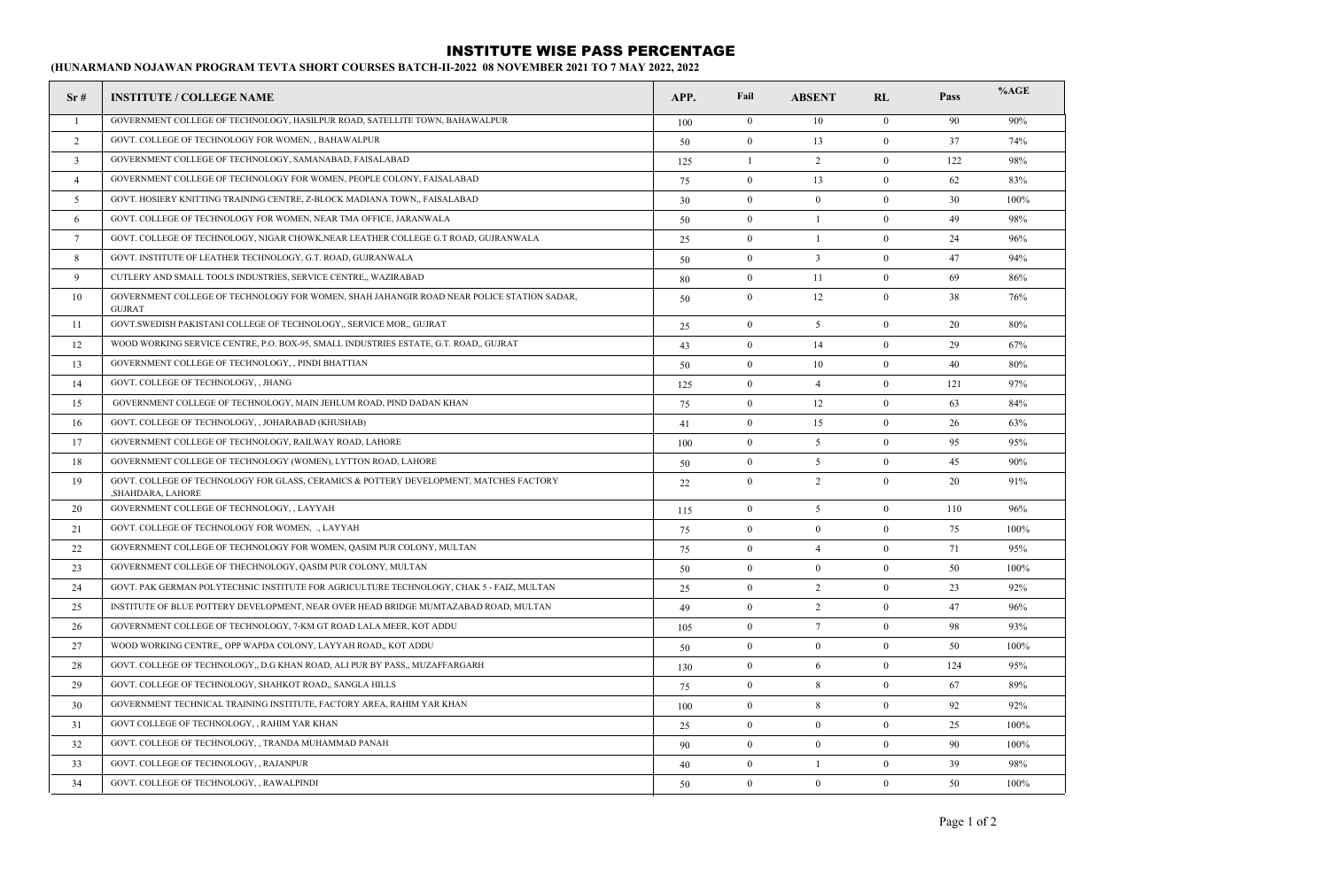# INSTITUTE WISE PASS PERCENTAGE

**(HUNARMAND NOJAWAN PROGRAM TEVTA SHORT COURSES BATCH-II-2022 08 NOVEMBER 2021 TO 7 MAY 2022, 2022**

| Sr # | INSTITUTE / COLLEGE NAME | APP. | Fail | ABSENT | RL | Pass | %AGE |
|---|---|---|---|---|---|---|---|
| 1 | GOVERNMENT COLLEGE OF TECHNOLOGY, HASILPUR ROAD, SATELLITE TOWN, BAHAWALPUR | 100 | 0 | 10 | 0 | 90 | 90% |
| 2 | GOVT. COLLEGE OF TECHNOLOGY FOR WOMEN, , BAHAWALPUR | 50 | 0 | 13 | 0 | 37 | 74% |
| 3 | GOVERNMENT COLLEGE OF TECHNOLOGY, SAMANABAD, FAISALABAD | 125 | 1 | 2 | 0 | 122 | 98% |
| 4 | GOVERNMENT COLLEGE OF TECHNOLOGY FOR WOMEN, PEOPLE COLONY, FAISALABAD | 75 | 0 | 13 | 0 | 62 | 83% |
| 5 | GOVT. HOSIERY KNITTING TRAINING CENTRE, Z-BLOCK MADIANA TOWN,, FAISALABAD | 30 | 0 | 0 | 0 | 30 | 100% |
| 6 | GOVT. COLLEGE OF TECHNOLOGY FOR WOMEN, NEAR TMA OFFICE, JARANWALA | 50 | 0 | 1 | 0 | 49 | 98% |
| 7 | GOVT. COLLEGE OF TECHNOLOGY, NIGAR CHOWK,NEAR LEATHER COLLEGE G.T ROAD, GUJRANWALA | 25 | 0 | 1 | 0 | 24 | 96% |
| 8 | GOVT. INSTITUTE OF LEATHER TECHNOLOGY, G.T. ROAD, GUJRANWALA | 50 | 0 | 3 | 0 | 47 | 94% |
| 9 | CUTLERY AND SMALL TOOLS INDUSTRIES, SERVICE CENTRE,, WAZIRABAD | 80 | 0 | 11 | 0 | 69 | 86% |
| 10 | GOVERNMENT COLLEGE OF TECHNOLOGY FOR WOMEN, SHAH JAHANGIR ROAD NEAR POLICE STATION SADAR, GUJRAT | 50 | 0 | 12 | 0 | 38 | 76% |
| 11 | GOVT.SWEDISH PAKISTANI COLLEGE OF TECHNOLOGY,, SERVICE MOR,, GUJRAT | 25 | 0 | 5 | 0 | 20 | 80% |
| 12 | WOOD WORKING SERVICE CENTRE, P.O. BOX-95, SMALL INDUSTRIES ESTATE, G.T. ROAD,, GUJRAT | 43 | 0 | 14 | 0 | 29 | 67% |
| 13 | GOVERNMENT COLLEGE OF TECHNOLOGY, , PINDI BHATTIAN | 50 | 0 | 10 | 0 | 40 | 80% |
| 14 | GOVT. COLLEGE OF TECHNOLOGY, , JHANG | 125 | 0 | 4 | 0 | 121 | 97% |
| 15 | GOVERNMENT COLLEGE OF TECHNOLOGY, MAIN JEHLUM ROAD, PIND DADAN KHAN | 75 | 0 | 12 | 0 | 63 | 84% |
| 16 | GOVT. COLLEGE OF TECHNOLOGY, , JOHARABAD (KHUSHAB) | 41 | 0 | 15 | 0 | 26 | 63% |
| 17 | GOVERNMENT COLLEGE OF TECHNOLOGY, RAILWAY ROAD, LAHORE | 100 | 0 | 5 | 0 | 95 | 95% |
| 18 | GOVERNMENT COLLEGE OF TECHNOLOGY (WOMEN), LYTTON ROAD, LAHORE | 50 | 0 | 5 | 0 | 45 | 90% |
| 19 | GOVT. COLLEGE OF TECHNOLOGY FOR GLASS, CERAMICS & POTTERY DEVELOPMENT, MATCHES FACTORY ,SHAHDARA, LAHORE | 22 | 0 | 2 | 0 | 20 | 91% |
| 20 | GOVERNMENT COLLEGE OF TECHNOLOGY, , LAYYAH | 115 | 0 | 5 | 0 | 110 | 96% |
| 21 | GOVT. COLLEGE OF TECHNOLOGY FOR WOMEN, ., LAYYAH | 75 | 0 | 0 | 0 | 75 | 100% |
| 22 | GOVERNMENT COLLEGE OF TECHNOLOGY FOR WOMEN, QASIM PUR COLONY, MULTAN | 75 | 0 | 4 | 0 | 71 | 95% |
| 23 | GOVERNMENT COLLEGE OF THECHNOLOGY, QASIM PUR COLONY, MULTAN | 50 | 0 | 0 | 0 | 50 | 100% |
| 24 | GOVT. PAK GERMAN POLYTECHNIC INSTITUTE FOR AGRICULTURE TECHNOLOGY, CHAK 5 - FAIZ, MULTAN | 25 | 0 | 2 | 0 | 23 | 92% |
| 25 | INSTITUTE OF BLUE POTTERY DEVELOPMENT, NEAR OVER HEAD BRIDGE MUMTAZABAD ROAD, MULTAN | 49 | 0 | 2 | 0 | 47 | 96% |
| 26 | GOVERNMENT COLLEGE OF TECHNOLOGY, 7-KM GT ROAD LALA MEER, KOT ADDU | 105 | 0 | 7 | 0 | 98 | 93% |
| 27 | WOOD WORKING CENTRE,, OPP WAPDA COLONY, LAYYAH ROAD,, KOT ADDU | 50 | 0 | 0 | 0 | 50 | 100% |
| 28 | GOVT. COLLEGE OF TECHNOLOGY,, D.G KHAN ROAD, ALI PUR BY PASS,, MUZAFFARGARH | 130 | 0 | 6 | 0 | 124 | 95% |
| 29 | GOVT. COLLEGE OF TECHNOLOGY, SHAHKOT ROAD,, SANGLA HILLS | 75 | 0 | 8 | 0 | 67 | 89% |
| 30 | GOVERNMENT TECHNICAL TRAINING INSTITUTE, FACTORY AREA, RAHIM YAR KHAN | 100 | 0 | 8 | 0 | 92 | 92% |
| 31 | GOVT COLLEGE OF TECHNOLOGY, , RAHIM YAR KHAN | 25 | 0 | 0 | 0 | 25 | 100% |
| 32 | GOVT. COLLEGE OF TECHNOLOGY, , TRANDA MUHAMMAD PANAH | 90 | 0 | 0 | 0 | 90 | 100% |
| 33 | GOVT. COLLEGE OF TECHNOLOGY, , RAJANPUR | 40 | 0 | 1 | 0 | 39 | 98% |
| 34 | GOVT. COLLEGE OF TECHNOLOGY, , RAWALPINDI | 50 | 0 | 0 | 0 | 50 | 100% |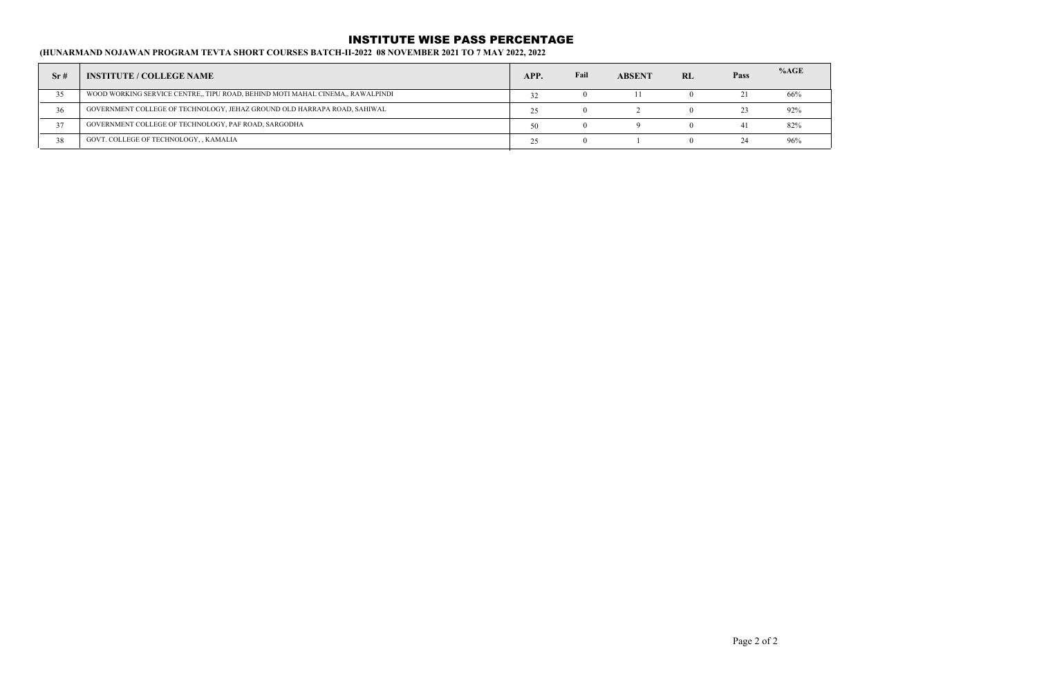# INSTITUTE WISE PASS PERCENTAGE

**(HUNARMAND NOJAWAN PROGRAM TEVTA SHORT COURSES BATCH-II-2022 08 NOVEMBER 2021 TO 7 MAY 2022, 2022**

| Sr # | INSTITUTE / COLLEGE NAME | APP. | Fail | ABSENT | RL | Pass | %AGE |
|---|---|---|---|---|---|---|---|
| 35 | WOOD WORKING SERVICE CENTRE,, TIPU ROAD, BEHIND MOTI MAHAL CINEMA,, RAWALPINDI | 32 | 0 | 11 | 0 | 21 | 66% |
| 36 | GOVERNMENT COLLEGE OF TECHNOLOGY, JEHAZ GROUND OLD HARRAPA ROAD, SAHIWAL | 25 | 0 | 2 | 0 | 23 | 92% |
| 37 | GOVERNMENT COLLEGE OF TECHNOLOGY, PAF ROAD, SARGODHA | 50 | 0 | 9 | 0 | 41 | 82% |
| 38 | GOVT. COLLEGE OF TECHNOLOGY, , KAMALIA | 25 | 0 | 1 | 0 | 24 | 96% |